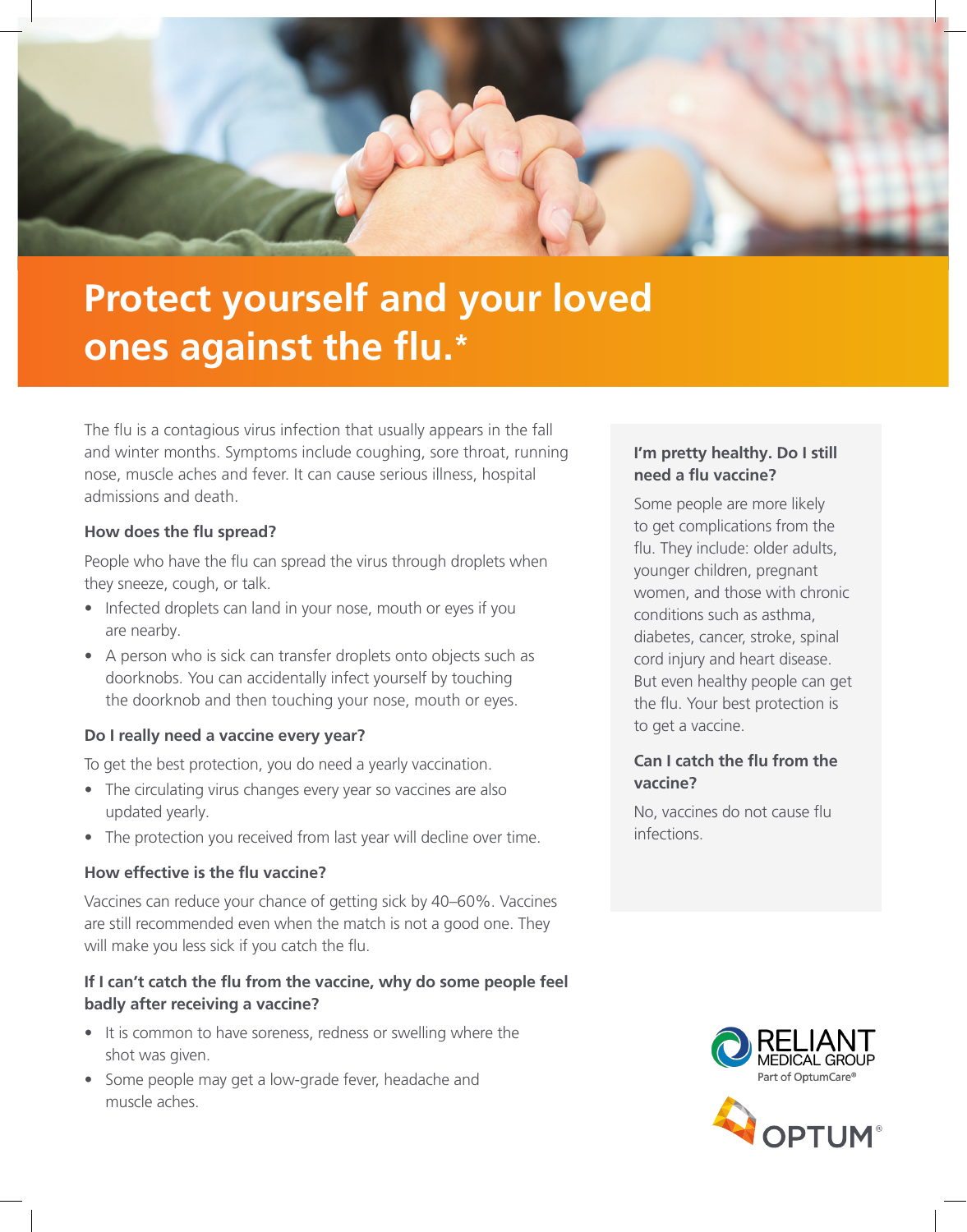# Protect yourself and your loved ones against the flu.*

The flu is a contagious virus infection that usually appears in the fall and winter months. Symptoms include coughing, sore throat, running nose, muscle aches and fever. It can cause serious illness, hospital admissions and death.

### How does the flu spread?

People who have the flu can spread the virus through droplets when they sneeze, cough, or talk.

- Infected droplets can land in your nose, mouth or eyes if you are nearby.
- A person who is sick can transfer droplets onto objects such as doorknobs. You can accidentally infect yourself by touching the doorknob and then touching your nose, mouth or eyes.

### Do I really need a vaccine every year?

To get the best protection, you do need a yearly vaccination.

- The circulating virus changes every year so vaccines are also updated yearly.
- The protection you received from last year will decline over time.

### How effective is the flu vaccine?

Vaccines can reduce your chance of getting sick by 40–60%. Vaccines are still recommended even when the match is not a good one. They will make you less sick if you catch the flu.

### If I can't catch the flu from the vaccine, why do some people feel badly after receiving a vaccine?

- It is common to have soreness, redness or swelling where the shot was given.
- Some people may get a low-grade fever, headache and muscle aches.

### I'm pretty healthy. Do I still need a flu vaccine?

Some people are more likely to get complications from the flu. They include: older adults, younger children, pregnant women, and those with chronic conditions such as asthma, diabetes, cancer, stroke, spinal cord injury and heart disease. But even healthy people can get the flu. Your best protection is to get a vaccine.

### Can I catch the flu from the vaccine?

No, vaccines do not cause flu infections.

RELIANT MEDICAL GROUP
Part of OptumCare®

OPTUM®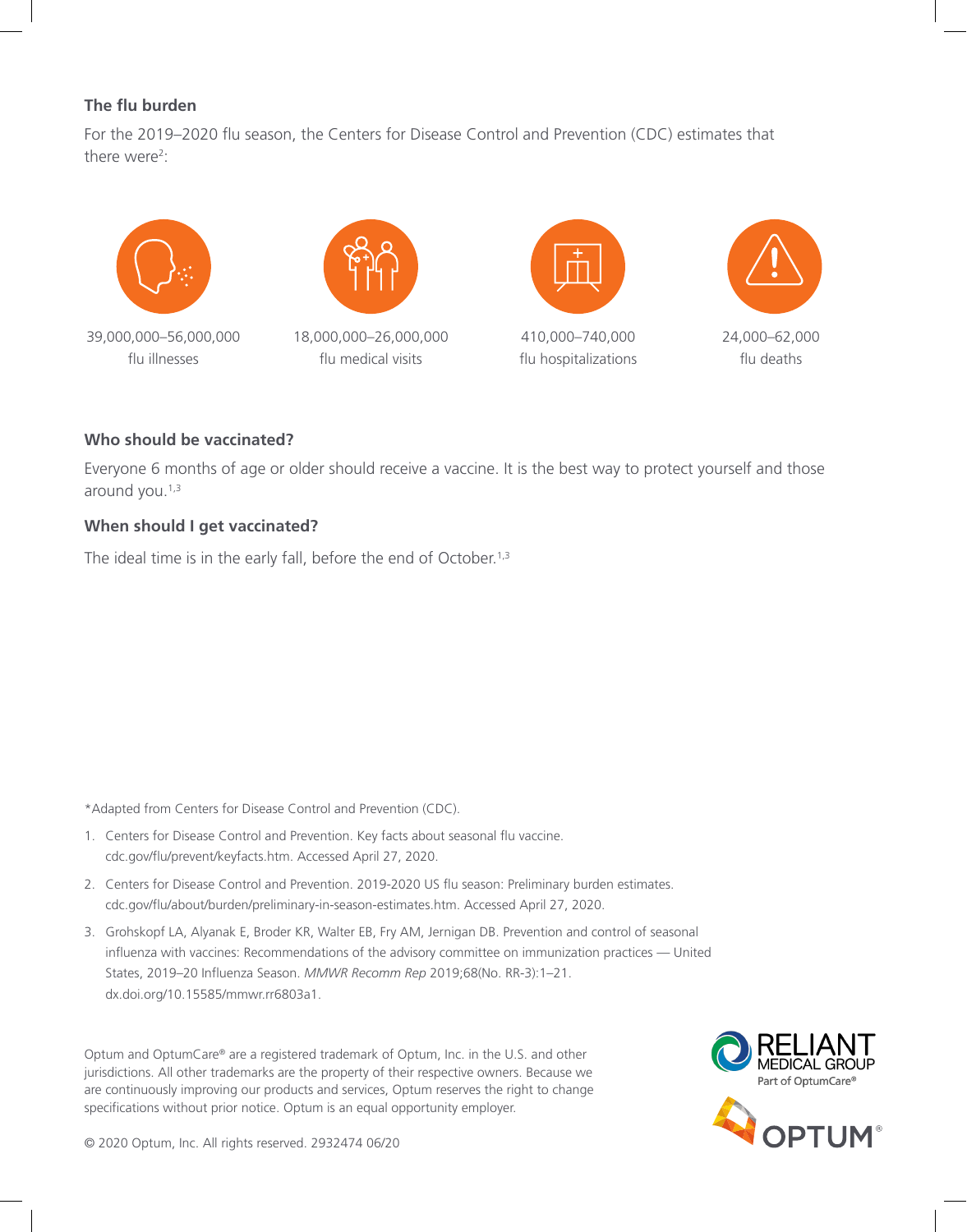### The flu burden

For the 2019–2020 flu season, the Centers for Disease Control and Prevention (CDC) estimates that there were[2]:

39,000,000–56,000,000
flu illnesses

18,000,000–26,000,000
flu medical visits

410,000–740,000
flu hospitalizations

24,000–62,000
flu deaths

### Who should be vaccinated?

Everyone 6 months of age or older should receive a vaccine. It is the best way to protect yourself and those around you.[1,3]

### When should I get vaccinated?

The ideal time is in the early fall, before the end of October.[1,3]

*Adapted from Centers for Disease Control and Prevention (CDC).

1. Centers for Disease Control and Prevention. Key facts about seasonal flu vaccine. cdc.gov/flu/prevent/keyfacts.htm. Accessed April 27, 2020.
2. Centers for Disease Control and Prevention. 2019-2020 US flu season: Preliminary burden estimates. cdc.gov/flu/about/burden/preliminary-in-season-estimates.htm. Accessed April 27, 2020.
3. Grohskopf LA, Alyanak E, Broder KR, Walter EB, Fry AM, Jernigan DB. Prevention and control of seasonal influenza with vaccines: Recommendations of the advisory committee on immunization practices — United States, 2019–20 Influenza Season. *MMWR Recomm Rep* 2019;68(No. RR-3):1–21. dx.doi.org/10.15585/mmwr.rr6803a1.

Optum and OptumCare® are a registered trademark of Optum, Inc. in the U.S. and other jurisdictions. All other trademarks are the property of their respective owners. Because we are continuously improving our products and services, Optum reserves the right to change specifications without prior notice. Optum is an equal opportunity employer.

© 2020 Optum, Inc. All rights reserved. 2932474 06/20

RELIANT MEDICAL GROUP
Part of OptumCare®

OPTUM®